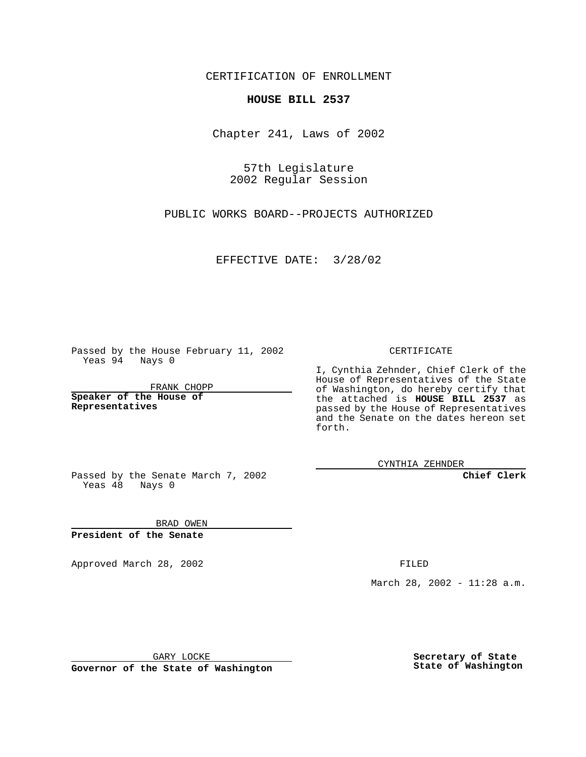CERTIFICATION OF ENROLLMENT

**HOUSE BILL 2537**

Chapter 241, Laws of 2002

57th Legislature
2002 Regular Session

PUBLIC WORKS BOARD--PROJECTS AUTHORIZED

EFFECTIVE DATE: 3/28/02

Passed by the House February 11, 2002
Yeas 94 Nays 0

FRANK CHOPP

**Speaker of the House of Representatives**

Passed by the Senate March 7, 2002
Yeas 48 Nays 0

BRAD OWEN

**President of the Senate**

Approved March 28, 2002

GARY LOCKE

**Governor of the State of Washington**

CERTIFICATE

I, Cynthia Zehnder, Chief Clerk of the House of Representatives of the State of Washington, do hereby certify that the attached is **HOUSE BILL 2537** as passed by the House of Representatives and the Senate on the dates hereon set forth.

CYNTHIA ZEHNDER

**Chief Clerk**

FILED

March 28, 2002 - 11:28 a.m.

**Secretary of State**
**State of Washington**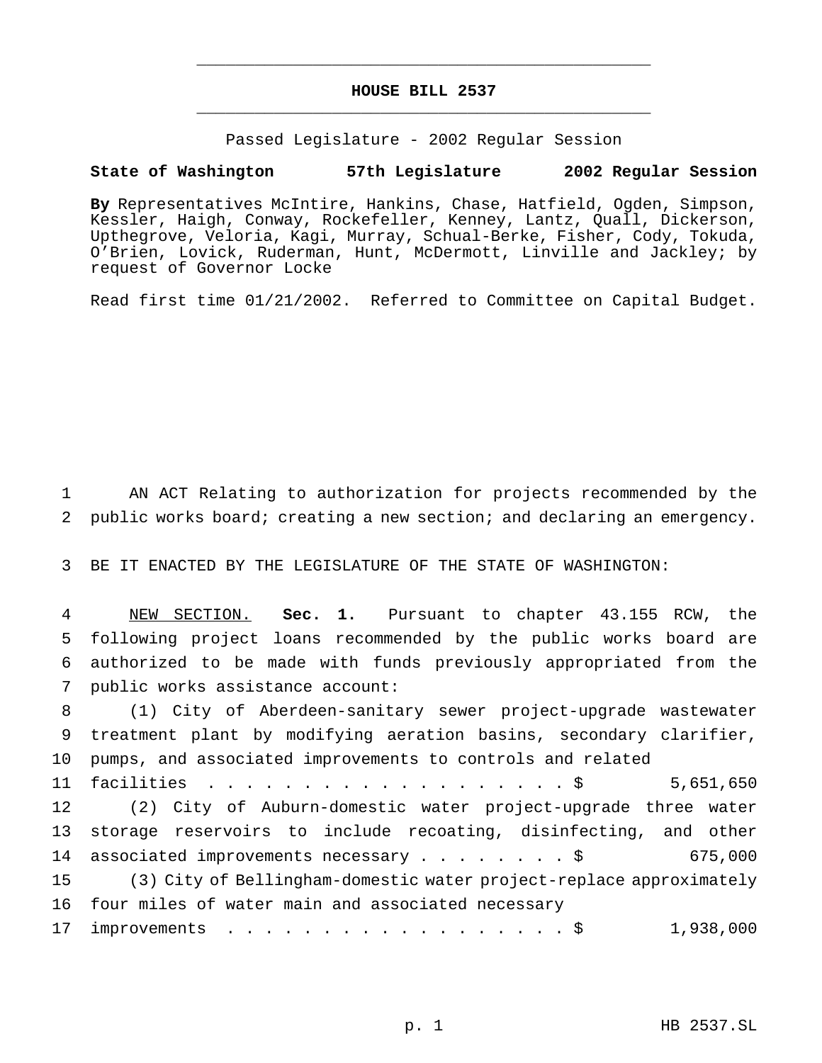# HOUSE BILL 2537

Passed Legislature - 2002 Regular Session

**State of Washington 57th Legislature 2002 Regular Session**

**By** Representatives McIntire, Hankins, Chase, Hatfield, Ogden, Simpson, Kessler, Haigh, Conway, Rockefeller, Kenney, Lantz, Quall, Dickerson, Upthegrove, Veloria, Kagi, Murray, Schual-Berke, Fisher, Cody, Tokuda, O'Brien, Lovick, Ruderman, Hunt, McDermott, Linville and Jackley; by request of Governor Locke

Read first time 01/21/2002. Referred to Committee on Capital Budget.

1 AN ACT Relating to authorization for projects recommended by the
2 public works board; creating a new section; and declaring an emergency.

3 BE IT ENACTED BY THE LEGISLATURE OF THE STATE OF WASHINGTON:

4 NEW SECTION. **Sec. 1.** Pursuant to chapter 43.155 RCW, the
5 following project loans recommended by the public works board are
6 authorized to be made with funds previously appropriated from the
7 public works assistance account:

8 (1) City of Aberdeen-sanitary sewer project-upgrade wastewater
9 treatment plant by modifying aeration basins, secondary clarifier,
10 pumps, and associated improvements to controls and related
11 facilities . . . . . . . . . . . . . . . . . . . $ 5,651,650

12 (2) City of Auburn-domestic water project-upgrade three water
13 storage reservoirs to include recoating, disinfecting, and other
14 associated improvements necessary . . . . . . . . $ 675,000

15 (3) City of Bellingham-domestic water project-replace approximately
16 four miles of water main and associated necessary
17 improvements . . . . . . . . . . . . . . . . . . . $ 1,938,000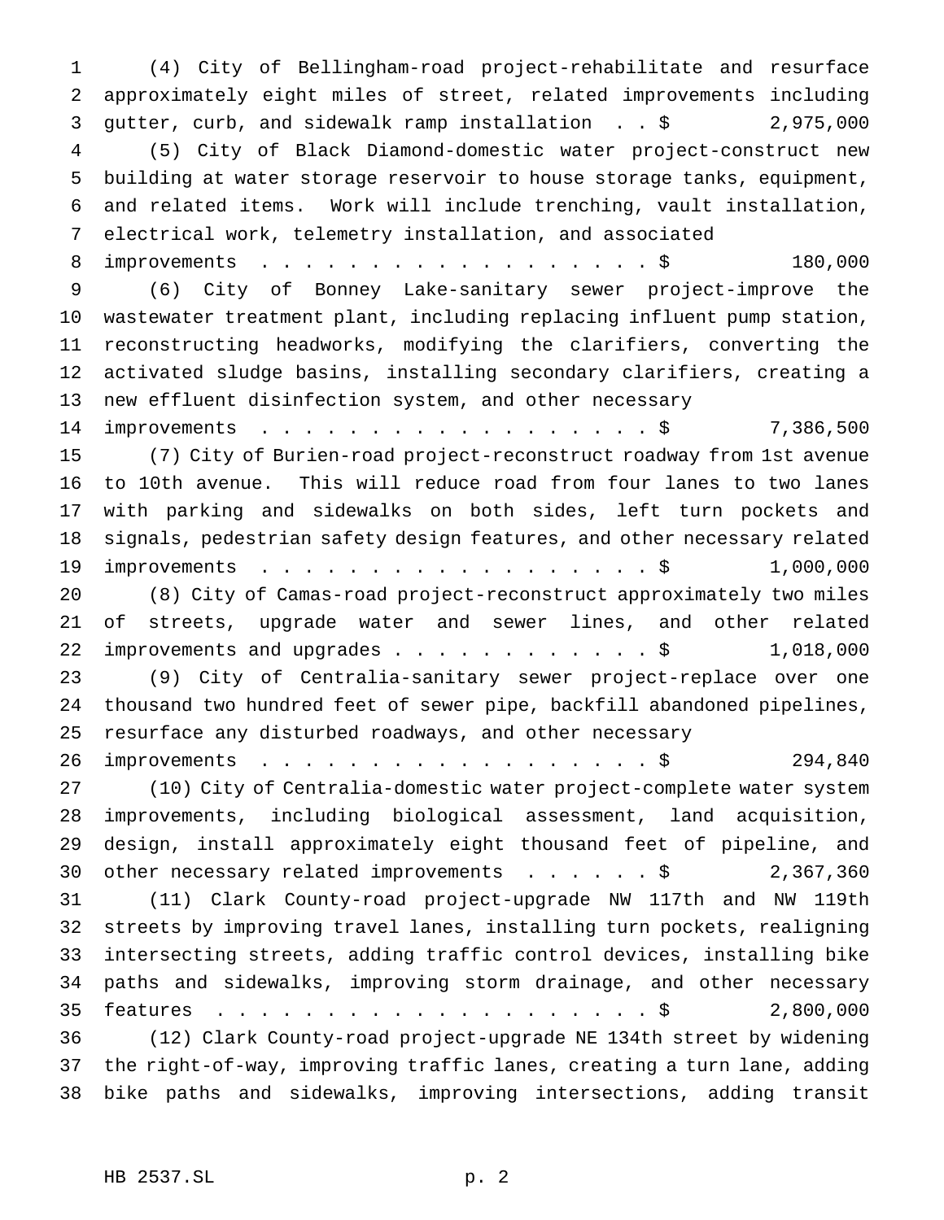(4) City of Bellingham-road project-rehabilitate and resurface approximately eight miles of street, related improvements including gutter, curb, and sidewalk ramp installation . . $ 2,975,000

(5) City of Black Diamond-domestic water project-construct new building at water storage reservoir to house storage tanks, equipment, and related items. Work will include trenching, vault installation, electrical work, telemetry installation, and associated improvements . . . . . . . . . . . . . . . . . . $ 180,000

(6) City of Bonney Lake-sanitary sewer project-improve the wastewater treatment plant, including replacing influent pump station, reconstructing headworks, modifying the clarifiers, converting the activated sludge basins, installing secondary clarifiers, creating a new effluent disinfection system, and other necessary improvements . . . . . . . . . . . . . . . . . . $ 7,386,500

(7) City of Burien-road project-reconstruct roadway from 1st avenue to 10th avenue. This will reduce road from four lanes to two lanes with parking and sidewalks on both sides, left turn pockets and signals, pedestrian safety design features, and other necessary related improvements . . . . . . . . . . . . . . . . . . $ 1,000,000

(8) City of Camas-road project-reconstruct approximately two miles of streets, upgrade water and sewer lines, and other related improvements and upgrades . . . . . . . . . . . . $ 1,018,000

(9) City of Centralia-sanitary sewer project-replace over one thousand two hundred feet of sewer pipe, backfill abandoned pipelines, resurface any disturbed roadways, and other necessary improvements . . . . . . . . . . . . . . . . . . $ 294,840

(10) City of Centralia-domestic water project-complete water system improvements, including biological assessment, land acquisition, design, install approximately eight thousand feet of pipeline, and other necessary related improvements . . . . . . $ 2,367,360

(11) Clark County-road project-upgrade NW 117th and NW 119th streets by improving travel lanes, installing turn pockets, realigning intersecting streets, adding traffic control devices, installing bike paths and sidewalks, improving storm drainage, and other necessary features . . . . . . . . . . . . . . . . . . . . $ 2,800,000

(12) Clark County-road project-upgrade NE 134th street by widening the right-of-way, improving traffic lanes, creating a turn lane, adding bike paths and sidewalks, improving intersections, adding transit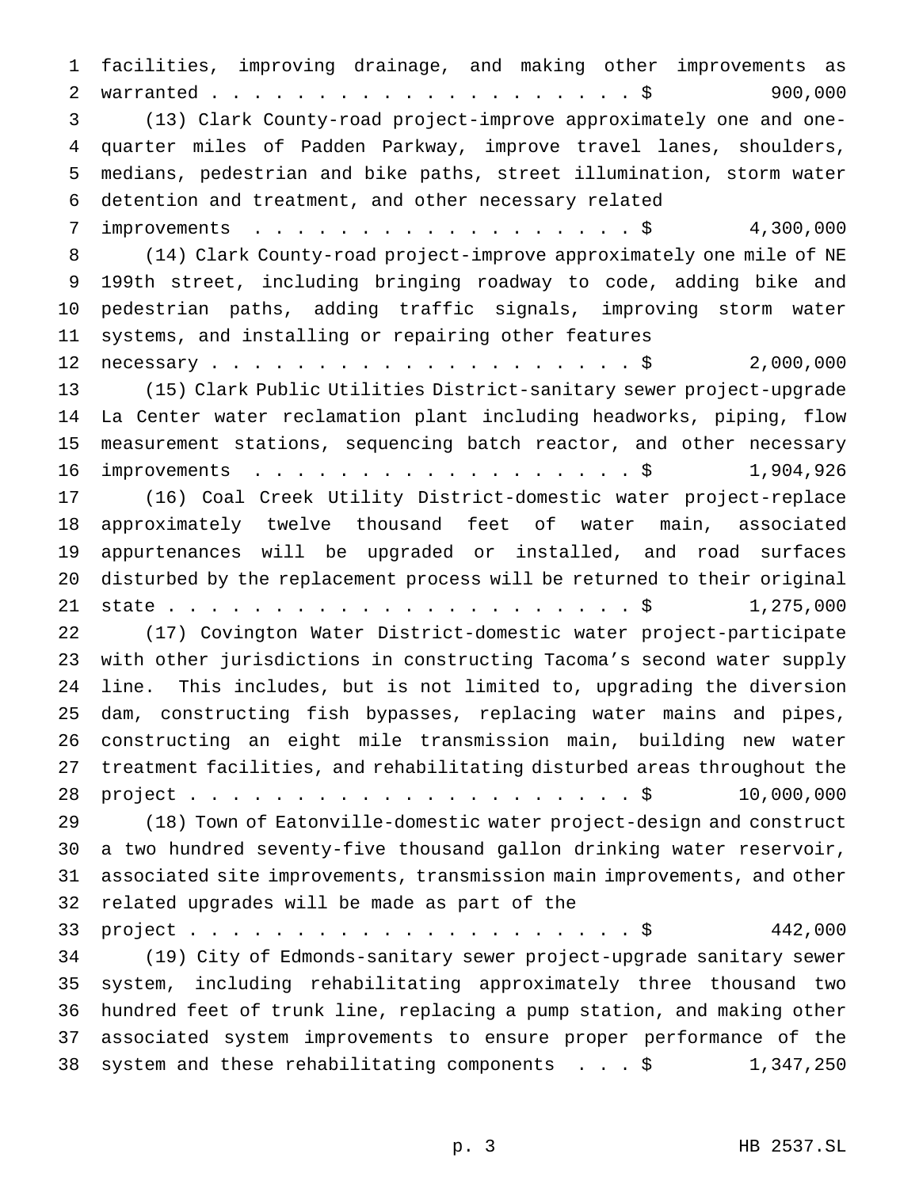facilities, improving drainage, and making other improvements as warranted . . . . . . . . . . . . . . . . . . . . $ 900,000

(13) Clark County-road project-improve approximately one and one-quarter miles of Padden Parkway, improve travel lanes, shoulders, medians, pedestrian and bike paths, street illumination, storm water detention and treatment, and other necessary related improvements . . . . . . . . . . . . . . . . . . $ 4,300,000

(14) Clark County-road project-improve approximately one mile of NE 199th street, including bringing roadway to code, adding bike and pedestrian paths, adding traffic signals, improving storm water systems, and installing or repairing other features necessary . . . . . . . . . . . . . . . . . . . . $ 2,000,000

(15) Clark Public Utilities District-sanitary sewer project-upgrade La Center water reclamation plant including headworks, piping, flow measurement stations, sequencing batch reactor, and other necessary improvements . . . . . . . . . . . . . . . . . . $ 1,904,926

(16) Coal Creek Utility District-domestic water project-replace approximately twelve thousand feet of water main, associated appurtenances will be upgraded or installed, and road surfaces disturbed by the replacement process will be returned to their original state . . . . . . . . . . . . . . . . . . . . . . $ 1,275,000

(17) Covington Water District-domestic water project-participate with other jurisdictions in constructing Tacoma's second water supply line. This includes, but is not limited to, upgrading the diversion dam, constructing fish bypasses, replacing water mains and pipes, constructing an eight mile transmission main, building new water treatment facilities, and rehabilitating disturbed areas throughout the project . . . . . . . . . . . . . . . . . . . . . . $ 10,000,000

(18) Town of Eatonville-domestic water project-design and construct a two hundred seventy-five thousand gallon drinking water reservoir, associated site improvements, transmission main improvements, and other related upgrades will be made as part of the project . . . . . . . . . . . . . . . . . . . . . . $ 442,000

(19) City of Edmonds-sanitary sewer project-upgrade sanitary sewer system, including rehabilitating approximately three thousand two hundred feet of trunk line, replacing a pump station, and making other associated system improvements to ensure proper performance of the system and these rehabilitating components . . . $ 1,347,250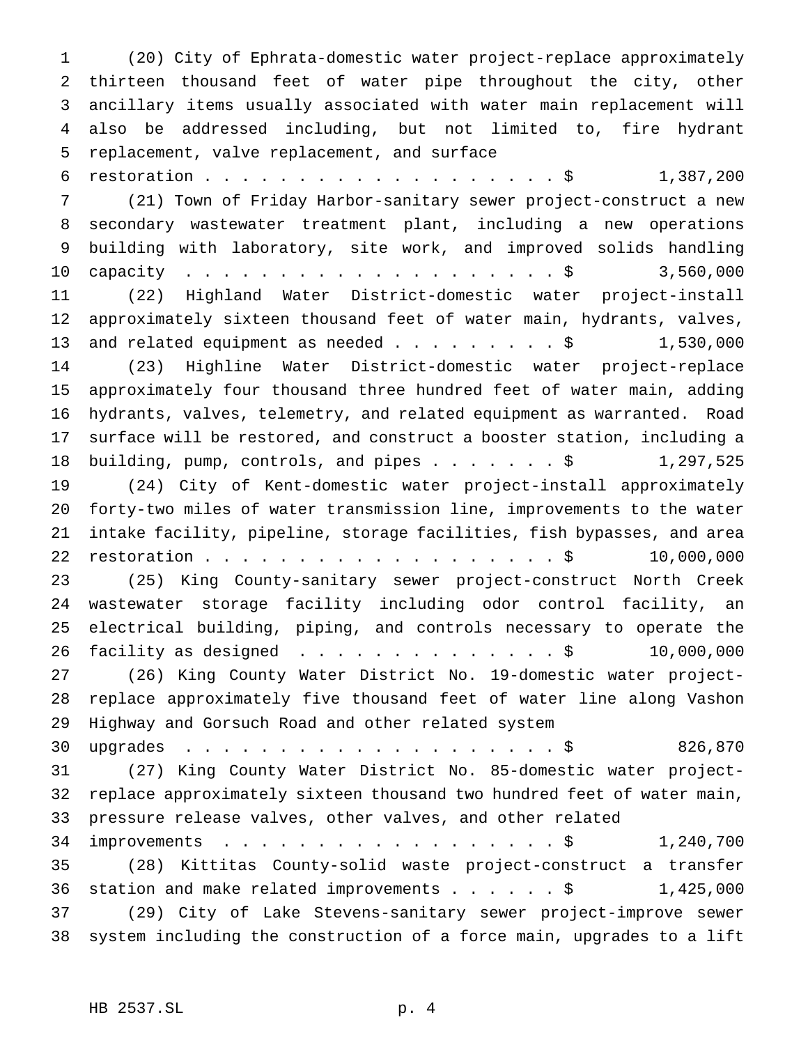(20) City of Ephrata-domestic water project-replace approximately thirteen thousand feet of water pipe throughout the city, other ancillary items usually associated with water main replacement will also be addressed including, but not limited to, fire hydrant replacement, valve replacement, and surface restoration . . . . . . . . . . . . . . . . . . . $ 1,387,200

(21) Town of Friday Harbor-sanitary sewer project-construct a new secondary wastewater treatment plant, including a new operations building with laboratory, site work, and improved solids handling capacity . . . . . . . . . . . . . . . . . . . . $ 3,560,000

(22) Highland Water District-domestic water project-install approximately sixteen thousand feet of water main, hydrants, valves, and related equipment as needed . . . . . . . . . $ 1,530,000

(23) Highline Water District-domestic water project-replace approximately four thousand three hundred feet of water main, adding hydrants, valves, telemetry, and related equipment as warranted. Road surface will be restored, and construct a booster station, including a building, pump, controls, and pipes . . . . . . . $ 1,297,525

(24) City of Kent-domestic water project-install approximately forty-two miles of water transmission line, improvements to the water intake facility, pipeline, storage facilities, fish bypasses, and area restoration . . . . . . . . . . . . . . . . . . . $ 10,000,000

(25) King County-sanitary sewer project-construct North Creek wastewater storage facility including odor control facility, an electrical building, piping, and controls necessary to operate the facility as designed . . . . . . . . . . . . . . $ 10,000,000

(26) King County Water District No. 19-domestic water project-replace approximately five thousand feet of water line along Vashon Highway and Gorsuch Road and other related system upgrades . . . . . . . . . . . . . . . . . . . . $ 826,870

(27) King County Water District No. 85-domestic water project-replace approximately sixteen thousand two hundred feet of water main, pressure release valves, other valves, and other related improvements . . . . . . . . . . . . . . . . . . $ 1,240,700

(28) Kittitas County-solid waste project-construct a transfer station and make related improvements . . . . . . $ 1,425,000

(29) City of Lake Stevens-sanitary sewer project-improve sewer system including the construction of a force main, upgrades to a lift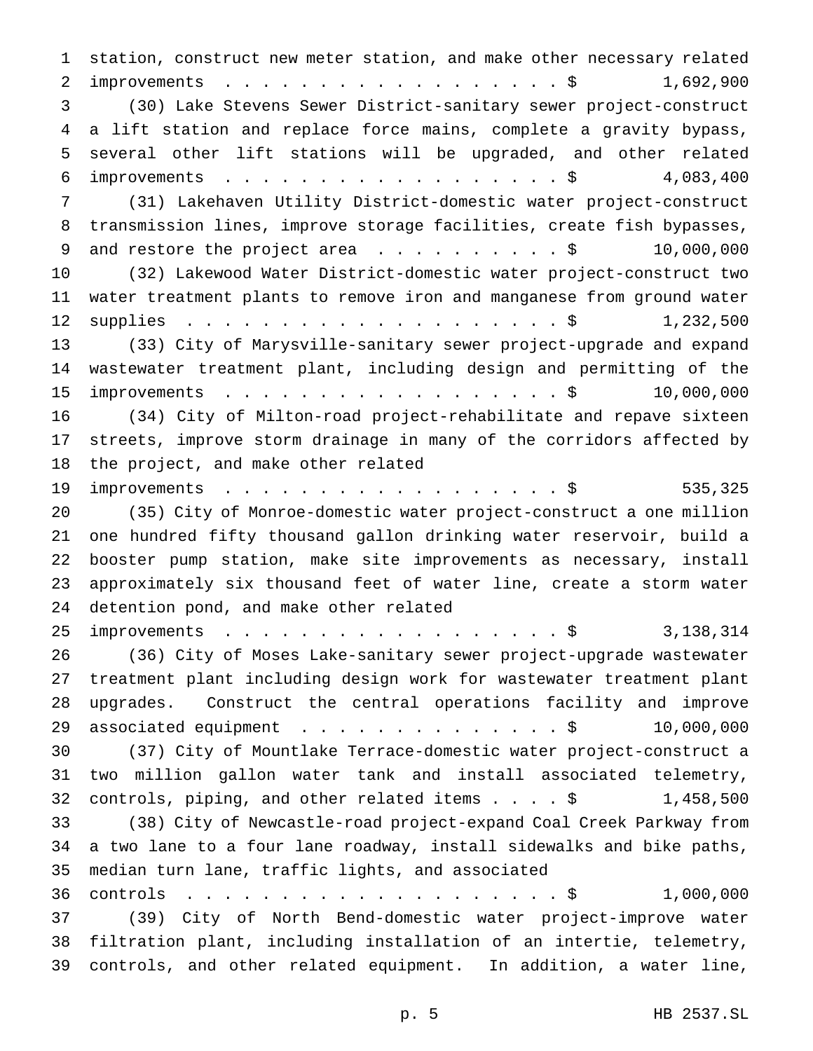station, construct new meter station, and make other necessary related improvements . . . . . . . . . . . . . . . . . . . $ 1,692,900

(30) Lake Stevens Sewer District-sanitary sewer project-construct a lift station and replace force mains, complete a gravity bypass, several other lift stations will be upgraded, and other related improvements . . . . . . . . . . . . . . . . . . . $ 4,083,400

(31) Lakehaven Utility District-domestic water project-construct transmission lines, improve storage facilities, create fish bypasses, and restore the project area . . . . . . . . . . $ 10,000,000

(32) Lakewood Water District-domestic water project-construct two water treatment plants to remove iron and manganese from ground water supplies . . . . . . . . . . . . . . . . . . . . $ 1,232,500

(33) City of Marysville-sanitary sewer project-upgrade and expand wastewater treatment plant, including design and permitting of the improvements . . . . . . . . . . . . . . . . . . . $ 10,000,000

(34) City of Milton-road project-rehabilitate and repave sixteen streets, improve storm drainage in many of the corridors affected by the project, and make other related improvements . . . . . . . . . . . . . . . . . . . $ 535,325

(35) City of Monroe-domestic water project-construct a one million one hundred fifty thousand gallon drinking water reservoir, build a booster pump station, make site improvements as necessary, install approximately six thousand feet of water line, create a storm water detention pond, and make other related improvements . . . . . . . . . . . . . . . . . . . $ 3,138,314

(36) City of Moses Lake-sanitary sewer project-upgrade wastewater treatment plant including design work for wastewater treatment plant upgrades. Construct the central operations facility and improve associated equipment . . . . . . . . . . . . . . $ 10,000,000

(37) City of Mountlake Terrace-domestic water project-construct a two million gallon water tank and install associated telemetry, controls, piping, and other related items . . . . $ 1,458,500

(38) City of Newcastle-road project-expand Coal Creek Parkway from a two lane to a four lane roadway, install sidewalks and bike paths, median turn lane, traffic lights, and associated controls . . . . . . . . . . . . . . . . . . . . $ 1,000,000

(39) City of North Bend-domestic water project-improve water filtration plant, including installation of an intertie, telemetry, controls, and other related equipment. In addition, a water line,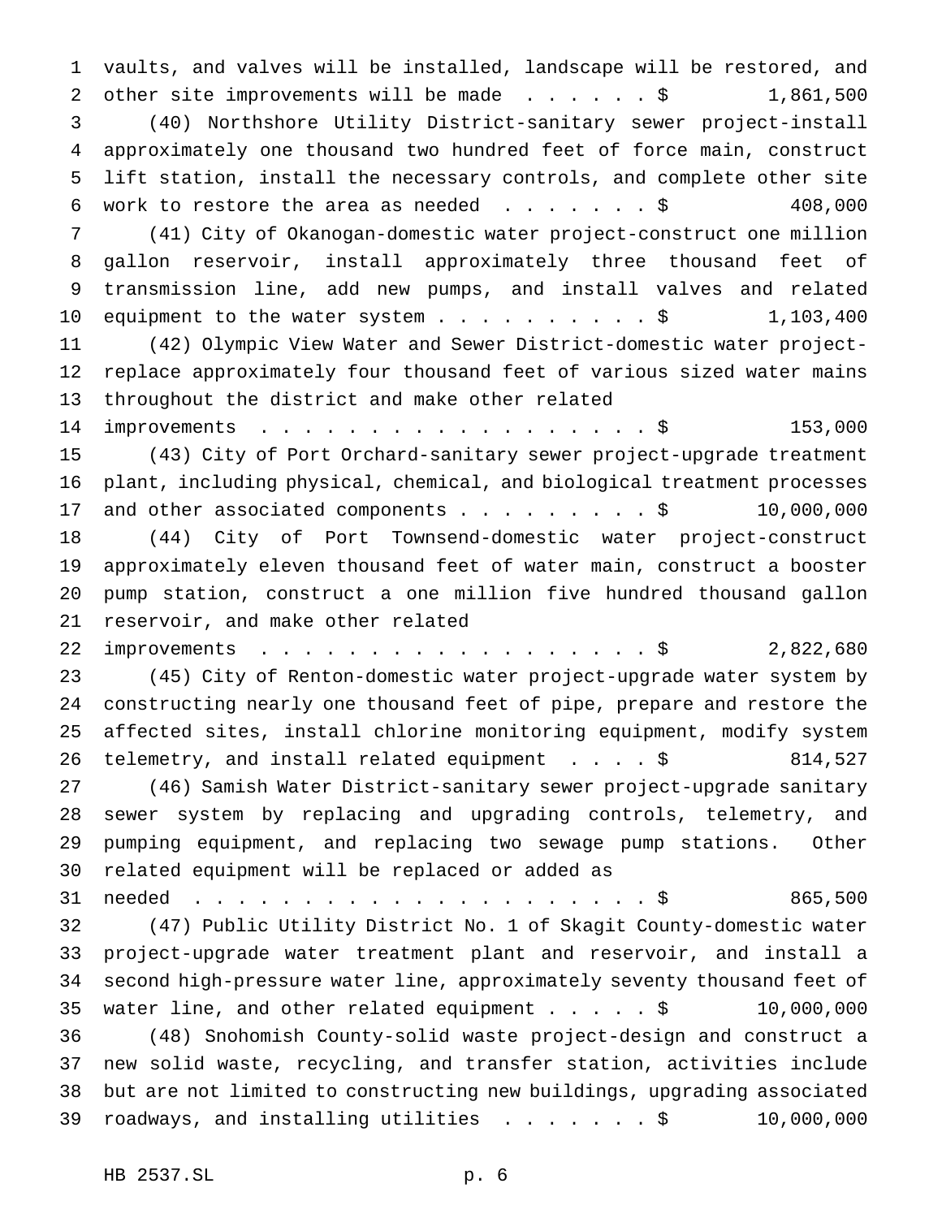vaults, and valves will be installed, landscape will be restored, and other site improvements will be made . . . . . . $ 1,861,500

(40) Northshore Utility District-sanitary sewer project-install approximately one thousand two hundred feet of force main, construct lift station, install the necessary controls, and complete other site work to restore the area as needed . . . . . . . $ 408,000

(41) City of Okanogan-domestic water project-construct one million gallon reservoir, install approximately three thousand feet of transmission line, add new pumps, and install valves and related equipment to the water system . . . . . . . . . . $ 1,103,400

(42) Olympic View Water and Sewer District-domestic water project-replace approximately four thousand feet of various sized water mains throughout the district and make other related improvements . . . . . . . . . . . . . . . . . . . $ 153,000

(43) City of Port Orchard-sanitary sewer project-upgrade treatment plant, including physical, chemical, and biological treatment processes and other associated components . . . . . . . . . $ 10,000,000

(44) City of Port Townsend-domestic water project-construct approximately eleven thousand feet of water main, construct a booster pump station, construct a one million five hundred thousand gallon reservoir, and make other related improvements . . . . . . . . . . . . . . . . . . . $ 2,822,680

(45) City of Renton-domestic water project-upgrade water system by constructing nearly one thousand feet of pipe, prepare and restore the affected sites, install chlorine monitoring equipment, modify system telemetry, and install related equipment . . . . $ 814,527

(46) Samish Water District-sanitary sewer project-upgrade sanitary sewer system by replacing and upgrading controls, telemetry, and pumping equipment, and replacing two sewage pump stations. Other related equipment will be replaced or added as needed . . . . . . . . . . . . . . . . . . . . . . $ 865,500

(47) Public Utility District No. 1 of Skagit County-domestic water project-upgrade water treatment plant and reservoir, and install a second high-pressure water line, approximately seventy thousand feet of water line, and other related equipment . . . . . $ 10,000,000

(48) Snohomish County-solid waste project-design and construct a new solid waste, recycling, and transfer station, activities include but are not limited to constructing new buildings, upgrading associated roadways, and installing utilities . . . . . . . $ 10,000,000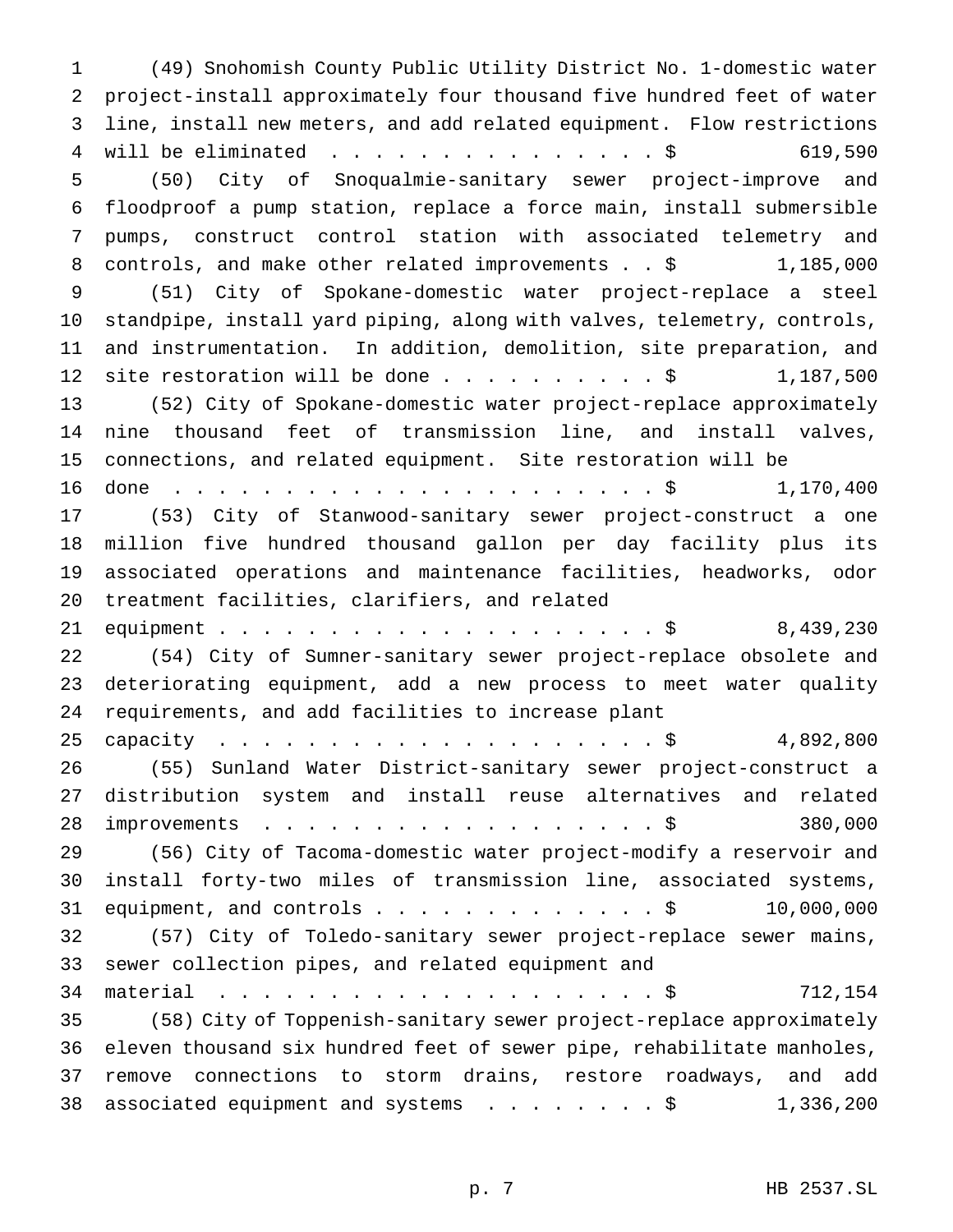(49) Snohomish County Public Utility District No. 1-domestic water project-install approximately four thousand five hundred feet of water line, install new meters, and add related equipment. Flow restrictions will be eliminated . . . . . . . . . . . . . . . . $ 619,590

(50) City of Snoqualmie-sanitary sewer project-improve and floodproof a pump station, replace a force main, install submersible pumps, construct control station with associated telemetry and controls, and make other related improvements . . $ 1,185,000

(51) City of Spokane-domestic water project-replace a steel standpipe, install yard piping, along with valves, telemetry, controls, and instrumentation. In addition, demolition, site preparation, and site restoration will be done . . . . . . . . . . $ 1,187,500

(52) City of Spokane-domestic water project-replace approximately nine thousand feet of transmission line, and install valves, connections, and related equipment. Site restoration will be done . . . . . . . . . . . . . . . . . . . . . . $ 1,170,400

(53) City of Stanwood-sanitary sewer project-construct a one million five hundred thousand gallon per day facility plus its associated operations and maintenance facilities, headworks, odor treatment facilities, clarifiers, and related equipment . . . . . . . . . . . . . . . . . . . . $ 8,439,230

(54) City of Sumner-sanitary sewer project-replace obsolete and deteriorating equipment, add a new process to meet water quality requirements, and add facilities to increase plant capacity . . . . . . . . . . . . . . . . . . . . $ 4,892,800

(55) Sunland Water District-sanitary sewer project-construct a distribution system and install reuse alternatives and related improvements . . . . . . . . . . . . . . . . . . . $ 380,000

(56) City of Tacoma-domestic water project-modify a reservoir and install forty-two miles of transmission line, associated systems, equipment, and controls . . . . . . . . . . . . . $ 10,000,000

(57) City of Toledo-sanitary sewer project-replace sewer mains, sewer collection pipes, and related equipment and material . . . . . . . . . . . . . . . . . . . . . $ 712,154

(58) City of Toppenish-sanitary sewer project-replace approximately eleven thousand six hundred feet of sewer pipe, rehabilitate manholes, remove connections to storm drains, restore roadways, and add associated equipment and systems . . . . . . . . $ 1,336,200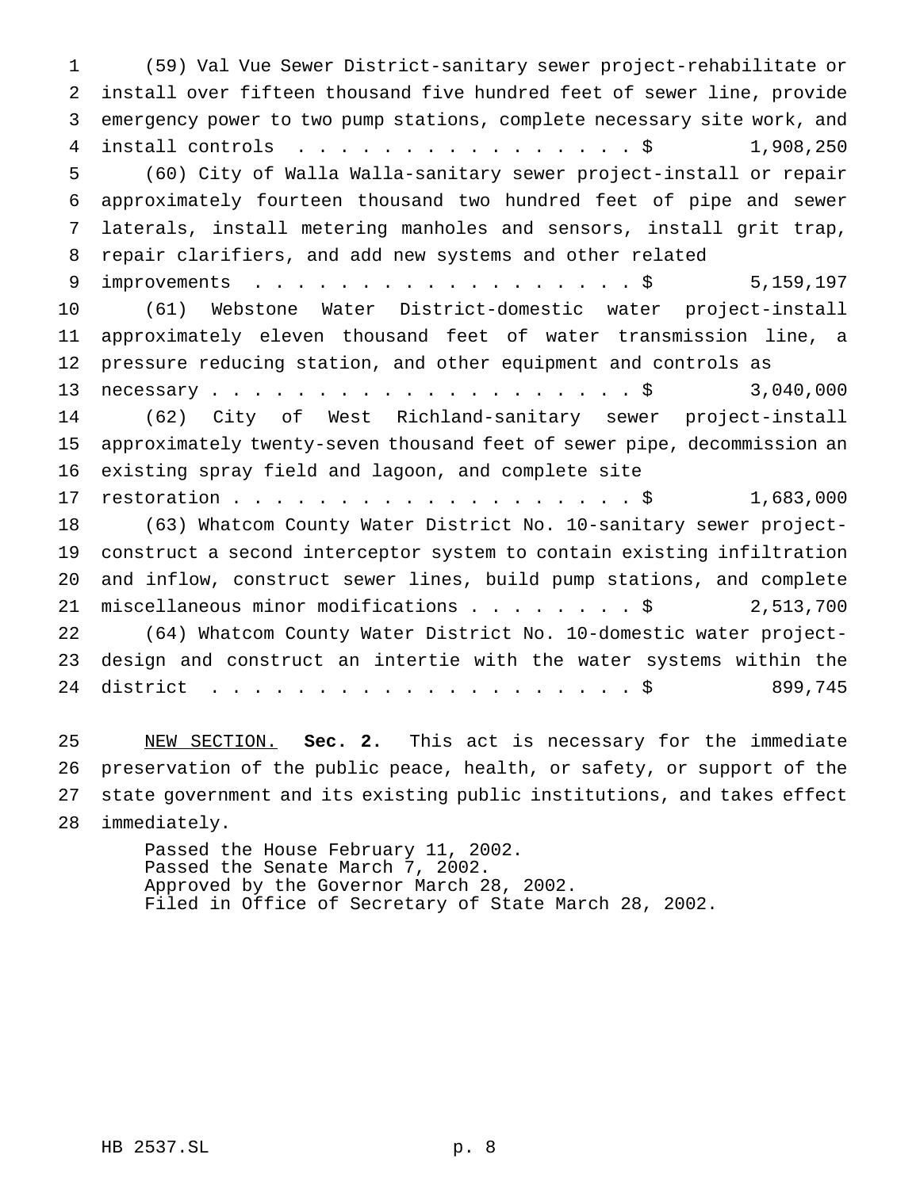(59) Val Vue Sewer District-sanitary sewer project-rehabilitate or install over fifteen thousand five hundred feet of sewer line, provide emergency power to two pump stations, complete necessary site work, and install controls . . . . . . . . . . . . . . . . . $ 1,908,250

(60) City of Walla Walla-sanitary sewer project-install or repair approximately fourteen thousand two hundred feet of pipe and sewer laterals, install metering manholes and sensors, install grit trap, repair clarifiers, and add new systems and other related improvements . . . . . . . . . . . . . . . . . . . $ 5,159,197

(61) Webstone Water District-domestic water project-install approximately eleven thousand feet of water transmission line, a pressure reducing station, and other equipment and controls as necessary . . . . . . . . . . . . . . . . . . . . $ 3,040,000

(62) City of West Richland-sanitary sewer project-install approximately twenty-seven thousand feet of sewer pipe, decommission an existing spray field and lagoon, and complete site restoration . . . . . . . . . . . . . . . . . . . $ 1,683,000

(63) Whatcom County Water District No. 10-sanitary sewer project-construct a second interceptor system to contain existing infiltration and inflow, construct sewer lines, build pump stations, and complete miscellaneous minor modifications . . . . . . . . $ 2,513,700

(64) Whatcom County Water District No. 10-domestic water project-design and construct an intertie with the water systems within the district . . . . . . . . . . . . . . . . . . . . $ 899,745

NEW SECTION. **Sec. 2.** This act is necessary for the immediate preservation of the public peace, health, or safety, or support of the state government and its existing public institutions, and takes effect immediately.

Passed the House February 11, 2002.
Passed the Senate March 7, 2002.
Approved by the Governor March 28, 2002.
Filed in Office of Secretary of State March 28, 2002.